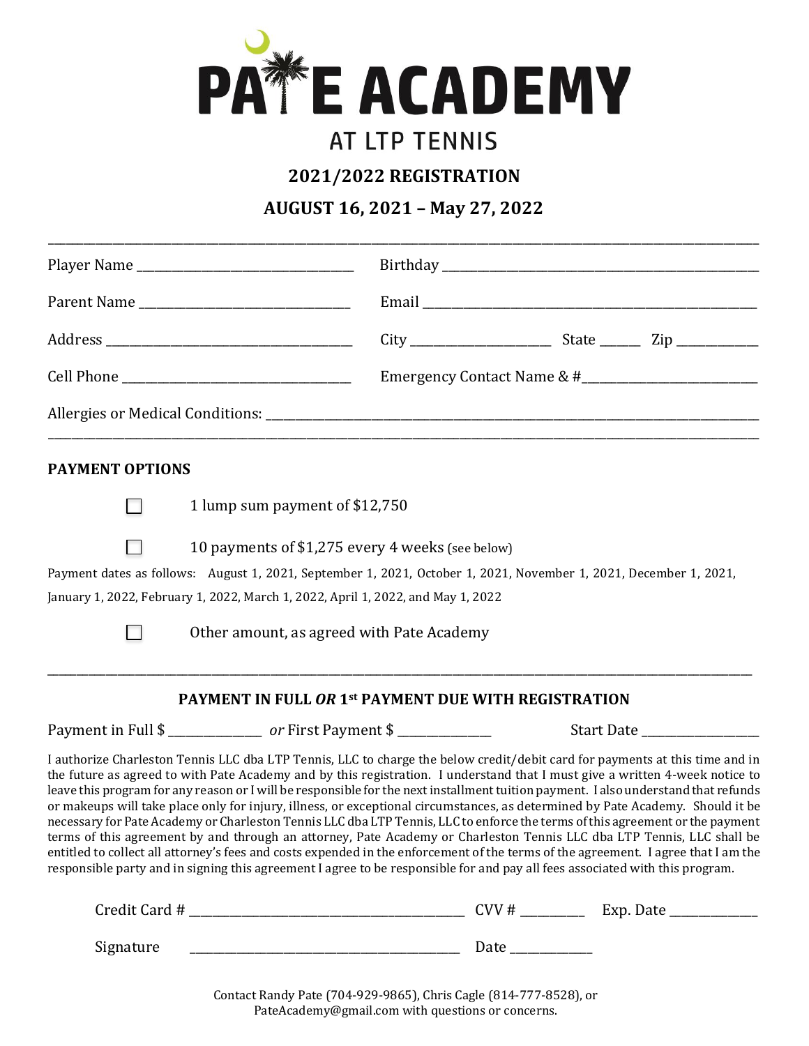# PATE ACADEMY

## AT LTP TENNIS

### 2021/2022 REGISTRATION

### AUGUST 16, 2021 – May 27, 2022

---

Player Name ______________________________ Birthday ______________________________________________

Parent Name ______________________________ Email ________________________________________________

Address __________________________________ City ___________________ State ______ Zip ___________

Cell Phone ________________________________ Emergency Contact Name & #_________________________

Allergies or Medical Conditions: ____________________________________________________________________

---

**PAYMENT OPTIONS**

☐ 1 lump sum payment of $12,750

☐ 10 payments of $1,275 every 4 weeks (see below)

Payment dates as follows: August 1, 2021, September 1, 2021, October 1, 2021, November 1, 2021, December 1, 2021, January 1, 2022, February 1, 2022, March 1, 2022, April 1, 2022, and May 1, 2022

☐ Other amount, as agreed with Pate Academy

---

**PAYMENT IN FULL *OR* 1st PAYMENT DUE WITH REGISTRATION**

Payment in Full $ ______________ *or* First Payment $ ______________ Start Date _________________

I authorize Charleston Tennis LLC dba LTP Tennis, LLC to charge the below credit/debit card for payments at this time and in the future as agreed to with Pate Academy and by this registration. I understand that I must give a written 4-week notice to leave this program for any reason or I will be responsible for the next installment tuition payment. I also understand that refunds or makeups will take place only for injury, illness, or exceptional circumstances, as determined by Pate Academy. Should it be necessary for Pate Academy or Charleston Tennis LLC dba LTP Tennis, LLC to enforce the terms of this agreement or the payment terms of this agreement by and through an attorney, Pate Academy or Charleston Tennis LLC dba LTP Tennis, LLC shall be entitled to collect all attorney's fees and costs expended in the enforcement of the terms of the agreement. I agree that I am the responsible party and in signing this agreement I agree to be responsible for and pay all fees associated with this program.

Credit Card # ________________________________________ CVV # _________ Exp. Date _____________

Signature ________________________________________ Date ____________

Contact Randy Pate (704-929-9865), Chris Cagle (814-777-8528), or PateAcademy@gmail.com with questions or concerns.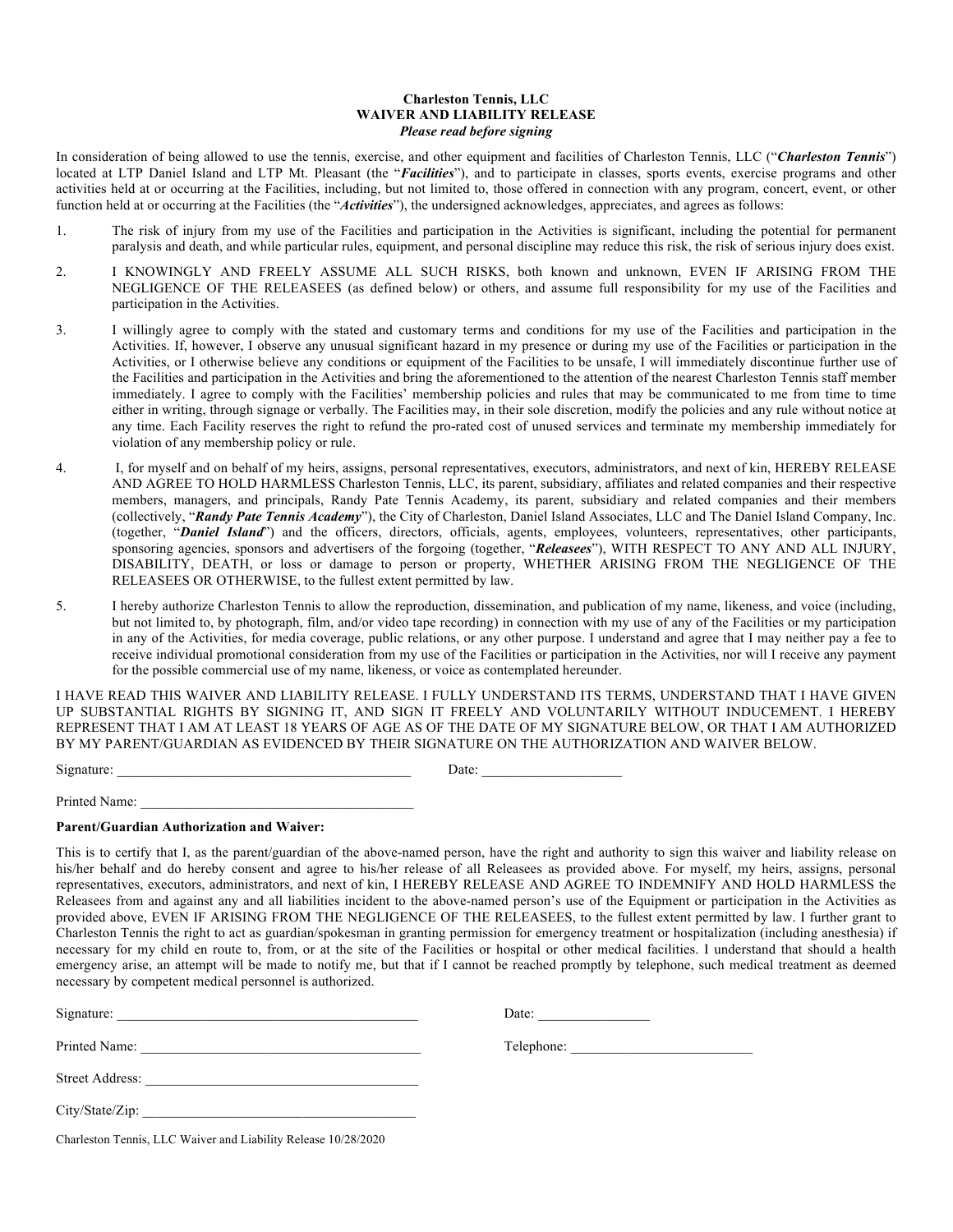**Charleston Tennis, LLC**
**WAIVER AND LIABILITY RELEASE**
***Please read before signing***

In consideration of being allowed to use the tennis, exercise, and other equipment and facilities of Charleston Tennis, LLC ("***Charleston Tennis***") located at LTP Daniel Island and LTP Mt. Pleasant (the "***Facilities***"), and to participate in classes, sports events, exercise programs and other activities held at or occurring at the Facilities, including, but not limited to, those offered in connection with any program, concert, event, or other function held at or occurring at the Facilities (the "***Activities***"), the undersigned acknowledges, appreciates, and agrees as follows:

1. The risk of injury from my use of the Facilities and participation in the Activities is significant, including the potential for permanent paralysis and death, and while particular rules, equipment, and personal discipline may reduce this risk, the risk of serious injury does exist.

2. I KNOWINGLY AND FREELY ASSUME ALL SUCH RISKS, both known and unknown, EVEN IF ARISING FROM THE NEGLIGENCE OF THE RELEASEES (as defined below) or others, and assume full responsibility for my use of the Facilities and participation in the Activities.

3. I willingly agree to comply with the stated and customary terms and conditions for my use of the Facilities and participation in the Activities. If, however, I observe any unusual significant hazard in my presence or during my use of the Facilities or participation in the Activities, or I otherwise believe any conditions or equipment of the Facilities to be unsafe, I will immediately discontinue further use of the Facilities and participation in the Activities and bring the aforementioned to the attention of the nearest Charleston Tennis staff member immediately. I agree to comply with the Facilities' membership policies and rules that may be communicated to me from time to time either in writing, through signage or verbally. The Facilities may, in their sole discretion, modify the policies and any rule without notice at any time. Each Facility reserves the right to refund the pro-rated cost of unused services and terminate my membership immediately for violation of any membership policy or rule.

4. I, for myself and on behalf of my heirs, assigns, personal representatives, executors, administrators, and next of kin, HEREBY RELEASE AND AGREE TO HOLD HARMLESS Charleston Tennis, LLC, its parent, subsidiary, affiliates and related companies and their respective members, managers, and principals, Randy Pate Tennis Academy, its parent, subsidiary and related companies and their members (collectively, "***Randy Pate Tennis Academy***"), the City of Charleston, Daniel Island Associates, LLC and The Daniel Island Company, Inc. (together, "***Daniel Island***") and the officers, directors, officials, agents, employees, volunteers, representatives, other participants, sponsoring agencies, sponsors and advertisers of the forgoing (together, "***Releasees***"), WITH RESPECT TO ANY AND ALL INJURY, DISABILITY, DEATH, or loss or damage to person or property, WHETHER ARISING FROM THE NEGLIGENCE OF THE RELEASEES OR OTHERWISE, to the fullest extent permitted by law.

5. I hereby authorize Charleston Tennis to allow the reproduction, dissemination, and publication of my name, likeness, and voice (including, but not limited to, by photograph, film, and/or video tape recording) in connection with my use of any of the Facilities or my participation in any of the Activities, for media coverage, public relations, or any other purpose. I understand and agree that I may neither pay a fee to receive individual promotional consideration from my use of the Facilities or participation in the Activities, nor will I receive any payment for the possible commercial use of my name, likeness, or voice as contemplated hereunder.

I HAVE READ THIS WAIVER AND LIABILITY RELEASE. I FULLY UNDERSTAND ITS TERMS, UNDERSTAND THAT I HAVE GIVEN UP SUBSTANTIAL RIGHTS BY SIGNING IT, AND SIGN IT FREELY AND VOLUNTARILY WITHOUT INDUCEMENT. I HEREBY REPRESENT THAT I AM AT LEAST 18 YEARS OF AGE AS OF THE DATE OF MY SIGNATURE BELOW, OR THAT I AM AUTHORIZED BY MY PARENT/GUARDIAN AS EVIDENCED BY THEIR SIGNATURE ON THE AUTHORIZATION AND WAIVER BELOW.

Signature: __________________________________________ Date: ____________________

Printed Name: ________________________________________

**Parent/Guardian Authorization and Waiver:**

This is to certify that I, as the parent/guardian of the above-named person, have the right and authority to sign this waiver and liability release on his/her behalf and do hereby consent and agree to his/her release of all Releasees as provided above. For myself, my heirs, assigns, personal representatives, executors, administrators, and next of kin, I HEREBY RELEASE AND AGREE TO INDEMNIFY AND HOLD HARMLESS the Releasees from and against any and all liabilities incident to the above-named person's use of the Equipment or participation in the Activities as provided above, EVEN IF ARISING FROM THE NEGLIGENCE OF THE RELEASEES, to the fullest extent permitted by law. I further grant to Charleston Tennis the right to act as guardian/spokesman in granting permission for emergency treatment or hospitalization (including anesthesia) if necessary for my child en route to, from, or at the site of the Facilities or hospital or other medical facilities. I understand that should a health emergency arise, an attempt will be made to notify me, but that if I cannot be reached promptly by telephone, such medical treatment as deemed necessary by competent medical personnel is authorized.

Signature: ___________________________________________ Date: ________________

Printed Name: ________________________________________ Telephone: __________________________

Street Address: _______________________________________

City/State/Zip: _______________________________________

Charleston Tennis, LLC Waiver and Liability Release 10/28/2020